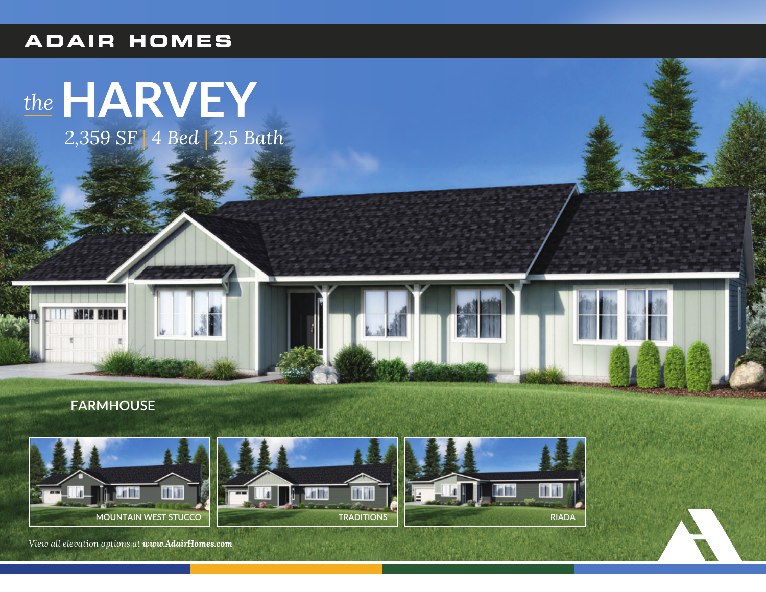**ADAIR HOMES**

# *the* HARVEY

*2,359 SF | 4 Bed | 2.5 Bath*

FARMHOUSE

MOUNTAIN WEST STUCCO

TRADITIONS

RIADA

*View all elevation options at **www.AdairHomes.com***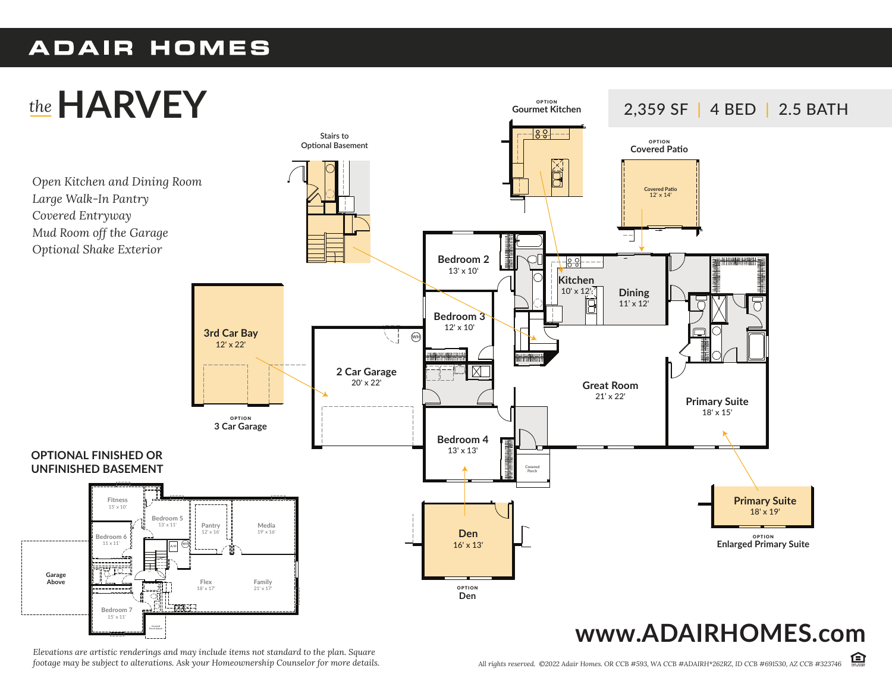ADAIR HOMES

# the HARVEY

2,359 SF | 4 BED | 2.5 BATH

*Open Kitchen and Dining Room*
*Large Walk-In Pantry*
*Covered Entryway*
*Mud Room off the Garage*
*Optional Shake Exterior*

Stairs to Optional Basement

OPTION
Gourmet Kitchen

OPTION
Covered Patio

Covered Patio
12' x 14'

Bedroom 2
13' x 10'

Kitchen
10' x 12'

Dining
11' x 12'

Bedroom 3
12' x 10'

3rd Car Bay
12' x 22'

OPTION
3 Car Garage

2 Car Garage
20' x 22'

WH

Great Room
21' x 22'

Primary Suite
18' x 15'

Bedroom 4
13' x 13'

Covered Porch

OPTION
Enlarged Primary Suite

Primary Suite
18' x 19'

Den
16' x 13'

OPTION
Den

## OPTIONAL FINISHED OR UNFINISHED BASEMENT

Fitness
15' x 10'

Bedroom 5
13' x 11'

Pantry
12' x 16'

Media
19' x 16'

Bedroom 6
11 x 11'

Garage Above

Flex
18' x 17'

Family
21' x 17'

Bedroom 7
15' x 11'

www.ADAIRHOMES.com

*Elevations are artistic renderings and may include items not standard to the plan. Square footage may be subject to alterations. Ask your Homeownership Counselor for more details.*

*All rights reserved. ©2022 Adair Homes. OR CCB #593, WA CCB #ADAIRH\*262RZ, ID CCB #691530, AZ CCB #323746*